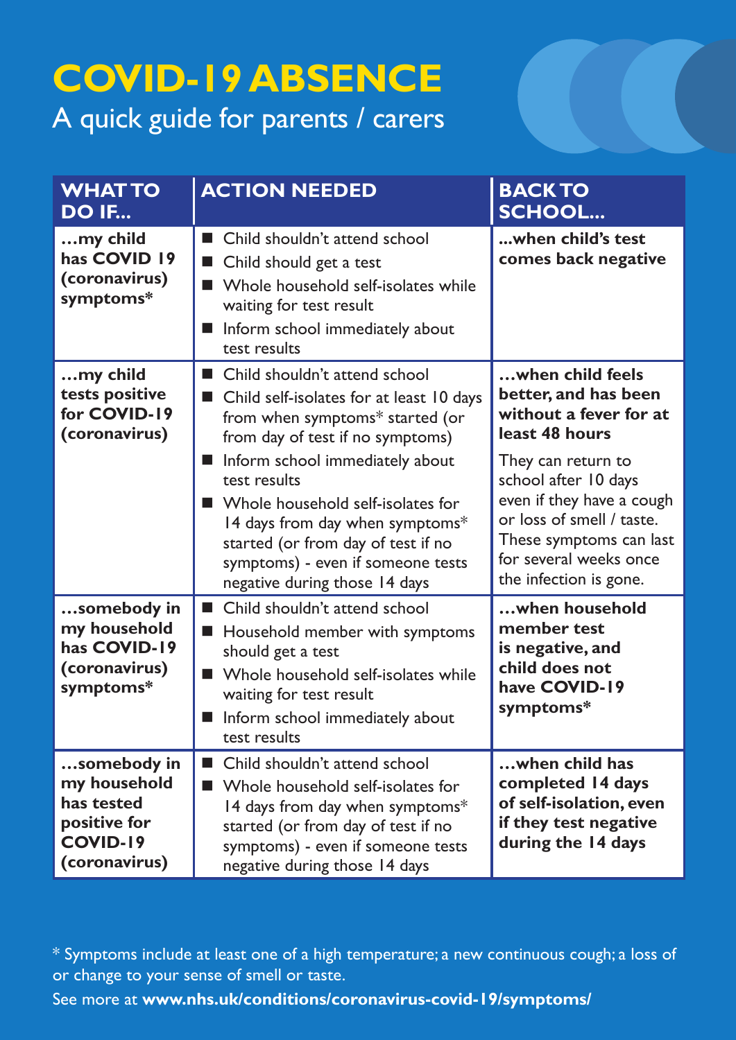# COVID-19 ABSENCE

A quick guide for parents / carers

| WHAT TO DO IF... | ACTION NEEDED | BACK TO SCHOOL... |
| --- | --- | --- |
| **...my child has COVID 19 (coronavirus) symptoms*** | ■ Child shouldn't attend school<br>■ Child should get a test<br>■ Whole household self-isolates while waiting for test result<br>■ Inform school immediately about test results | **...when child's test comes back negative** |
| **...my child tests positive for COVID-19 (coronavirus)** | ■ Child shouldn't attend school<br>■ Child self-isolates for at least 10 days from when symptoms* started (or from day of test if no symptoms)<br>■ Inform school immediately about test results<br>■ Whole household self-isolates for 14 days from day when symptoms* started (or from day of test if no symptoms) - even if someone tests negative during those 14 days | **...when child feels better, and has been without a fever for at least 48 hours**<br>They can return to school after 10 days even if they have a cough or loss of smell / taste. These symptoms can last for several weeks once the infection is gone. |
| **...somebody in my household has COVID-19 (coronavirus) symptoms*** | ■ Child shouldn't attend school<br>■ Household member with symptoms should get a test<br>■ Whole household self-isolates while waiting for test result<br>■ Inform school immediately about test results | **...when household member test is negative, and child does not have COVID-19 symptoms*** |
| **...somebody in my household has tested positive for COVID-19 (coronavirus)** | ■ Child shouldn't attend school<br>■ Whole household self-isolates for 14 days from day when symptoms* started (or from day of test if no symptoms) - even if someone tests negative during those 14 days | **...when child has completed 14 days of self-isolation, even if they test negative during the 14 days** |

\* Symptoms include at least one of a high temperature; a new continuous cough; a loss of or change to your sense of smell or taste.

See more at **www.nhs.uk/conditions/coronavirus-covid-19/symptoms/**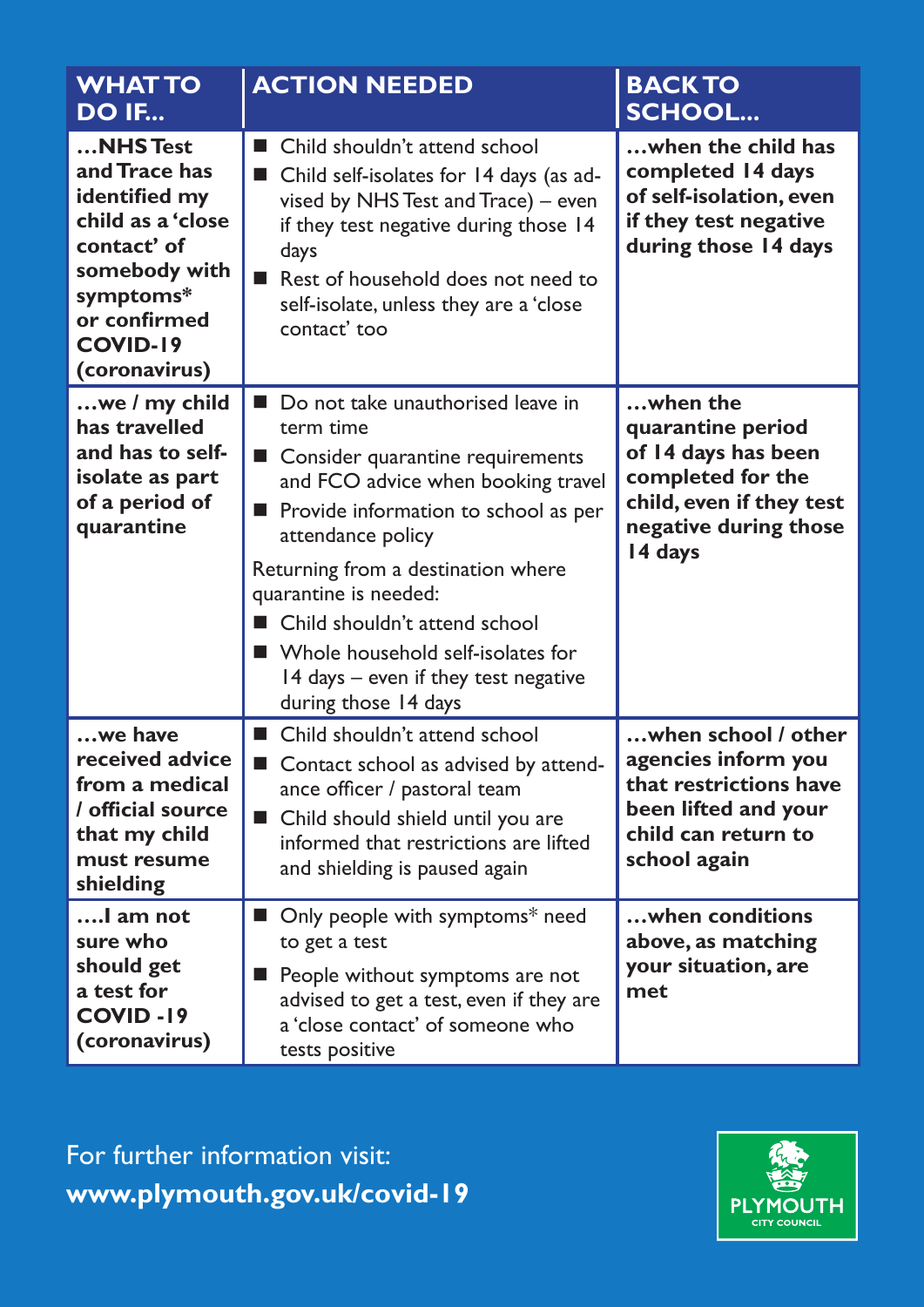| WHAT TO DO IF... | ACTION NEEDED | BACK TO SCHOOL... |
| --- | --- | --- |
| **...NHS Test and Trace has identified my child as a 'close contact' of somebody with symptoms* or confirmed COVID-19 (coronavirus)** | ■ Child shouldn't attend school<br>■ Child self-isolates for 14 days (as advised by NHS Test and Trace) – even if they test negative during those 14 days<br>■ Rest of household does not need to self-isolate, unless they are a 'close contact' too | **...when the child has completed 14 days of self-isolation, even if they test negative during those 14 days** |
| **...we / my child has travelled and has to self-isolate as part of a period of quarantine** | ■ Do not take unauthorised leave in term time<br>■ Consider quarantine requirements and FCO advice when booking travel<br>■ Provide information to school as per attendance policy<br>Returning from a destination where quarantine is needed:<br>■ Child shouldn't attend school<br>■ Whole household self-isolates for 14 days – even if they test negative during those 14 days | **...when the quarantine period of 14 days has been completed for the child, even if they test negative during those 14 days** |
| **...we have received advice from a medical / official source that my child must resume shielding** | ■ Child shouldn't attend school<br>■ Contact school as advised by attendance officer / pastoral team<br>■ Child should shield until you are informed that restrictions are lifted and shielding is paused again | **...when school / other agencies inform you that restrictions have been lifted and your child can return to school again** |
| **....I am not sure who should get a test for COVID -19 (coronavirus)** | ■ Only people with symptoms* need to get a test<br>■ People without symptoms are not advised to get a test, even if they are a 'close contact' of someone who tests positive | **...when conditions above, as matching your situation, are met** |

For further information visit:
**www.plymouth.gov.uk/covid-19**

PLYMOUTH CITY COUNCIL